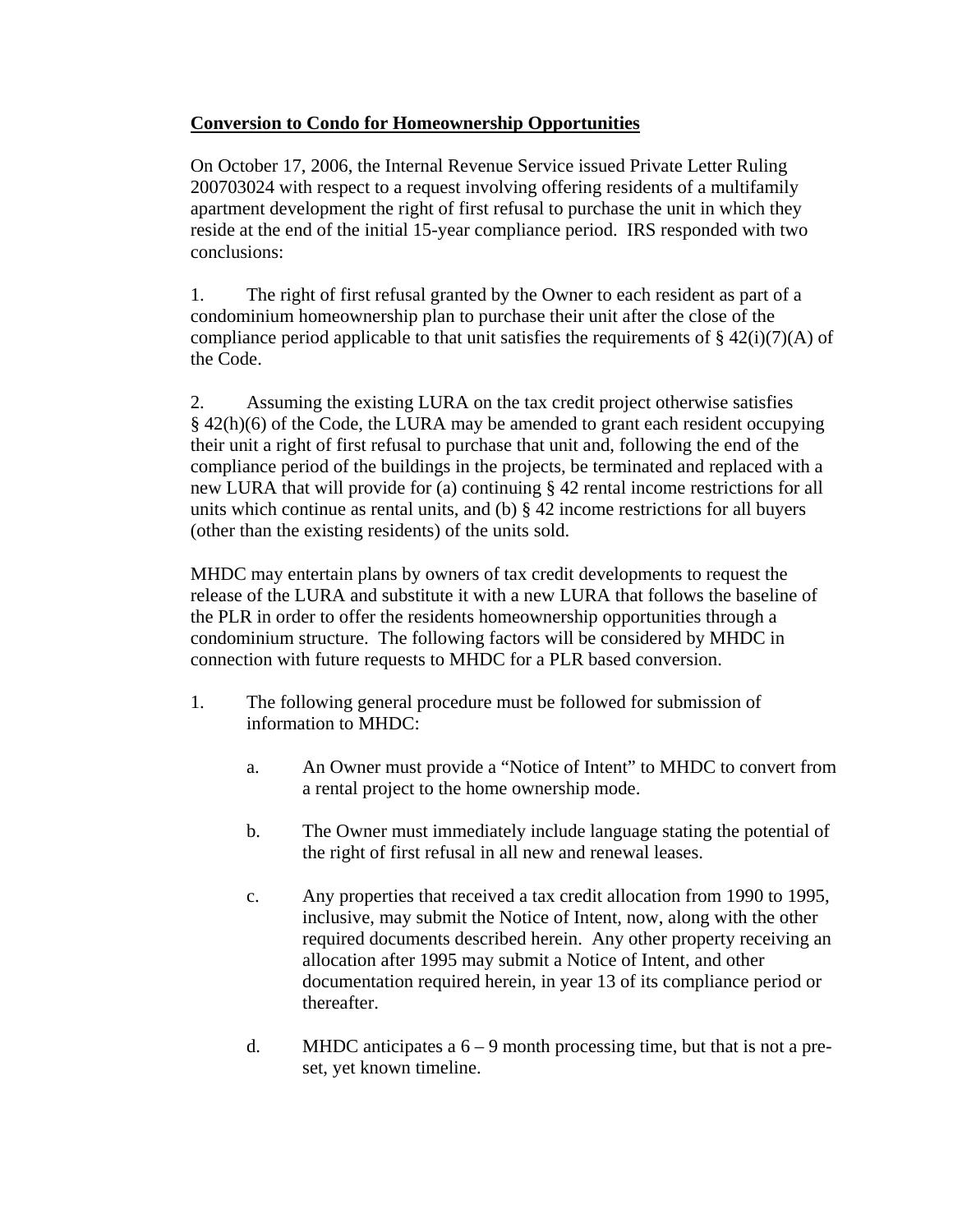**Conversion to Condo for Homeownership Opportunities**

On October 17, 2006, the Internal Revenue Service issued Private Letter Ruling 200703024 with respect to a request involving offering residents of a multifamily apartment development the right of first refusal to purchase the unit in which they reside at the end of the initial 15-year compliance period. IRS responded with two conclusions:

1. The right of first refusal granted by the Owner to each resident as part of a condominium homeownership plan to purchase their unit after the close of the compliance period applicable to that unit satisfies the requirements of § 42(i)(7)(A) of the Code.

2. Assuming the existing LURA on the tax credit project otherwise satisfies § 42(h)(6) of the Code, the LURA may be amended to grant each resident occupying their unit a right of first refusal to purchase that unit and, following the end of the compliance period of the buildings in the projects, be terminated and replaced with a new LURA that will provide for (a) continuing § 42 rental income restrictions for all units which continue as rental units, and (b) § 42 income restrictions for all buyers (other than the existing residents) of the units sold.

MHDC may entertain plans by owners of tax credit developments to request the release of the LURA and substitute it with a new LURA that follows the baseline of the PLR in order to offer the residents homeownership opportunities through a condominium structure. The following factors will be considered by MHDC in connection with future requests to MHDC for a PLR based conversion.

1. The following general procedure must be followed for submission of information to MHDC:

    a. An Owner must provide a "Notice of Intent" to MHDC to convert from a rental project to the home ownership mode.

    b. The Owner must immediately include language stating the potential of the right of first refusal in all new and renewal leases.

    c. Any properties that received a tax credit allocation from 1990 to 1995, inclusive, may submit the Notice of Intent, now, along with the other required documents described herein. Any other property receiving an allocation after 1995 may submit a Notice of Intent, and other documentation required herein, in year 13 of its compliance period or thereafter.

    d. MHDC anticipates a 6 – 9 month processing time, but that is not a pre-set, yet known timeline.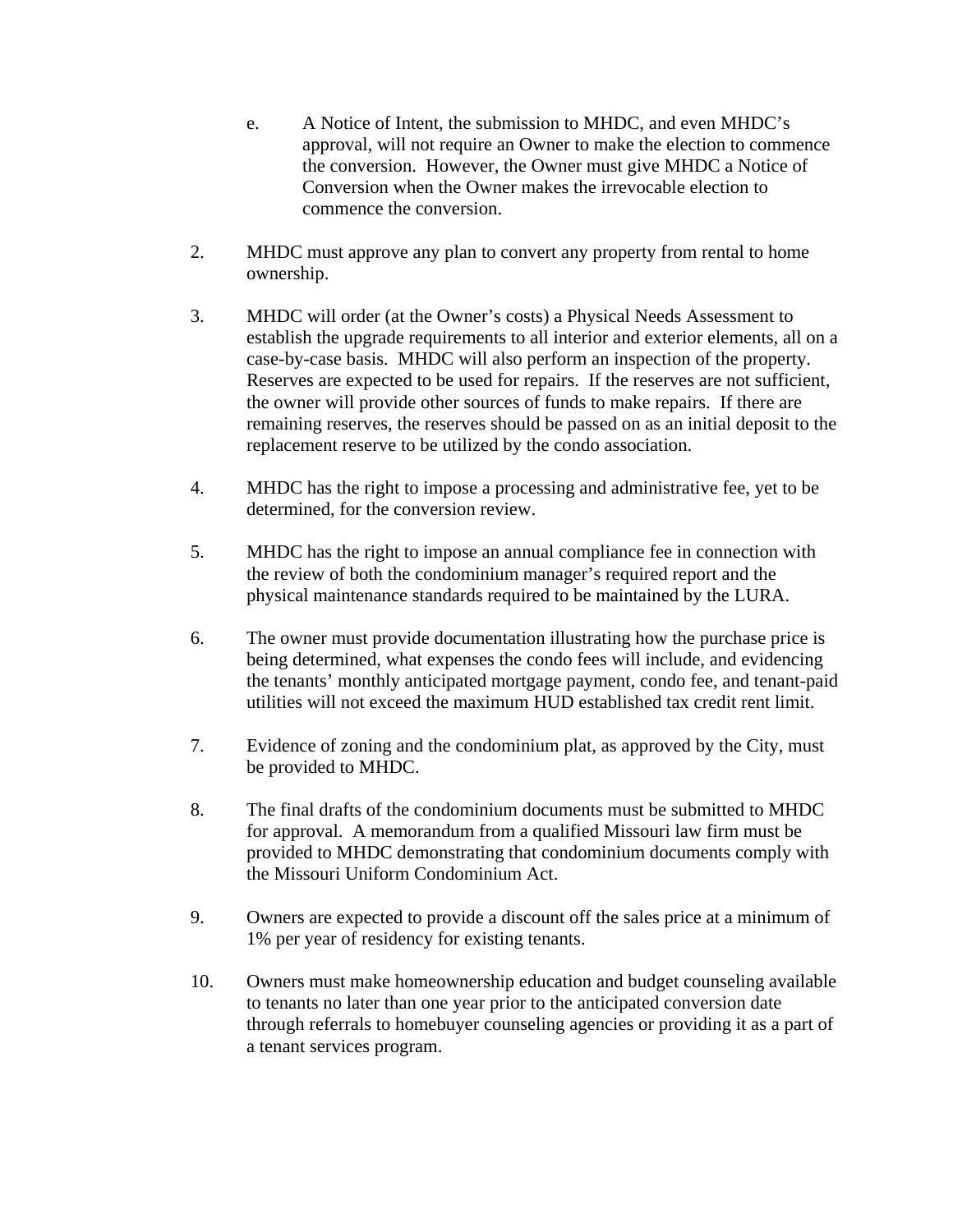e. A Notice of Intent, the submission to MHDC, and even MHDC's approval, will not require an Owner to make the election to commence the conversion. However, the Owner must give MHDC a Notice of Conversion when the Owner makes the irrevocable election to commence the conversion.

2. MHDC must approve any plan to convert any property from rental to home ownership.

3. MHDC will order (at the Owner's costs) a Physical Needs Assessment to establish the upgrade requirements to all interior and exterior elements, all on a case-by-case basis. MHDC will also perform an inspection of the property. Reserves are expected to be used for repairs. If the reserves are not sufficient, the owner will provide other sources of funds to make repairs. If there are remaining reserves, the reserves should be passed on as an initial deposit to the replacement reserve to be utilized by the condo association.

4. MHDC has the right to impose a processing and administrative fee, yet to be determined, for the conversion review.

5. MHDC has the right to impose an annual compliance fee in connection with the review of both the condominium manager's required report and the physical maintenance standards required to be maintained by the LURA.

6. The owner must provide documentation illustrating how the purchase price is being determined, what expenses the condo fees will include, and evidencing the tenants' monthly anticipated mortgage payment, condo fee, and tenant-paid utilities will not exceed the maximum HUD established tax credit rent limit.

7. Evidence of zoning and the condominium plat, as approved by the City, must be provided to MHDC.

8. The final drafts of the condominium documents must be submitted to MHDC for approval. A memorandum from a qualified Missouri law firm must be provided to MHDC demonstrating that condominium documents comply with the Missouri Uniform Condominium Act.

9. Owners are expected to provide a discount off the sales price at a minimum of 1% per year of residency for existing tenants.

10. Owners must make homeownership education and budget counseling available to tenants no later than one year prior to the anticipated conversion date through referrals to homebuyer counseling agencies or providing it as a part of a tenant services program.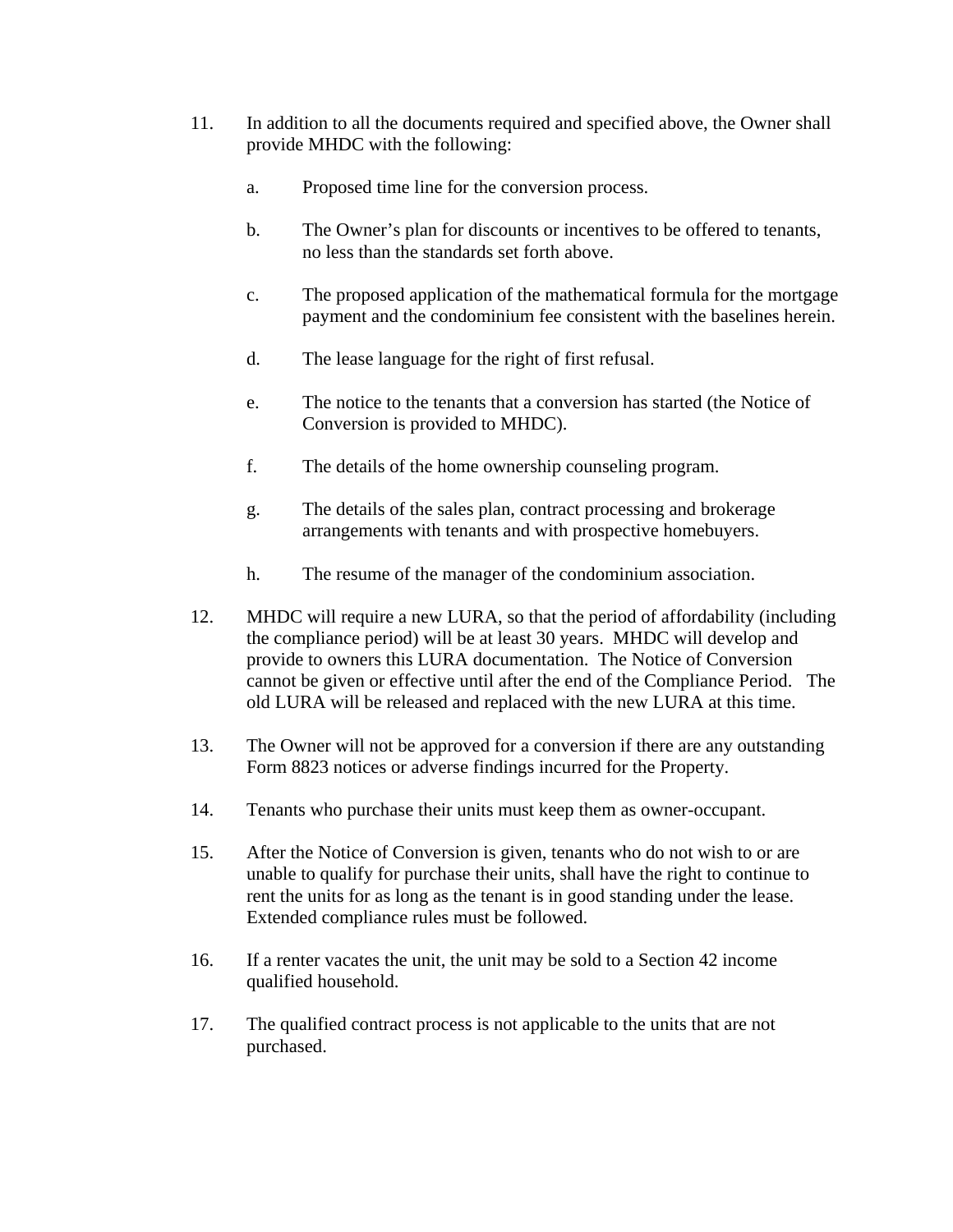11. In addition to all the documents required and specified above, the Owner shall provide MHDC with the following:

    a. Proposed time line for the conversion process.

    b. The Owner's plan for discounts or incentives to be offered to tenants, no less than the standards set forth above.

    c. The proposed application of the mathematical formula for the mortgage payment and the condominium fee consistent with the baselines herein.

    d. The lease language for the right of first refusal.

    e. The notice to the tenants that a conversion has started (the Notice of Conversion is provided to MHDC).

    f. The details of the home ownership counseling program.

    g. The details of the sales plan, contract processing and brokerage arrangements with tenants and with prospective homebuyers.

    h. The resume of the manager of the condominium association.

12. MHDC will require a new LURA, so that the period of affordability (including the compliance period) will be at least 30 years. MHDC will develop and provide to owners this LURA documentation. The Notice of Conversion cannot be given or effective until after the end of the Compliance Period. The old LURA will be released and replaced with the new LURA at this time.

13. The Owner will not be approved for a conversion if there are any outstanding Form 8823 notices or adverse findings incurred for the Property.

14. Tenants who purchase their units must keep them as owner-occupant.

15. After the Notice of Conversion is given, tenants who do not wish to or are unable to qualify for purchase their units, shall have the right to continue to rent the units for as long as the tenant is in good standing under the lease. Extended compliance rules must be followed.

16. If a renter vacates the unit, the unit may be sold to a Section 42 income qualified household.

17. The qualified contract process is not applicable to the units that are not purchased.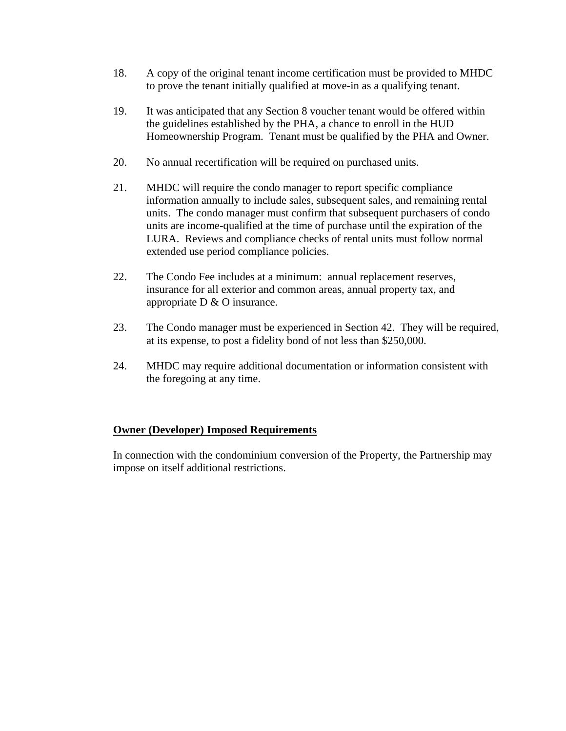18. A copy of the original tenant income certification must be provided to MHDC to prove the tenant initially qualified at move-in as a qualifying tenant.

19. It was anticipated that any Section 8 voucher tenant would be offered within the guidelines established by the PHA, a chance to enroll in the HUD Homeownership Program. Tenant must be qualified by the PHA and Owner.

20. No annual recertification will be required on purchased units.

21. MHDC will require the condo manager to report specific compliance information annually to include sales, subsequent sales, and remaining rental units. The condo manager must confirm that subsequent purchasers of condo units are income-qualified at the time of purchase until the expiration of the LURA. Reviews and compliance checks of rental units must follow normal extended use period compliance policies.

22. The Condo Fee includes at a minimum: annual replacement reserves, insurance for all exterior and common areas, annual property tax, and appropriate D & O insurance.

23. The Condo manager must be experienced in Section 42. They will be required, at its expense, to post a fidelity bond of not less than $250,000.

24. MHDC may require additional documentation or information consistent with the foregoing at any time.

**Owner (Developer) Imposed Requirements**

In connection with the condominium conversion of the Property, the Partnership may impose on itself additional restrictions.